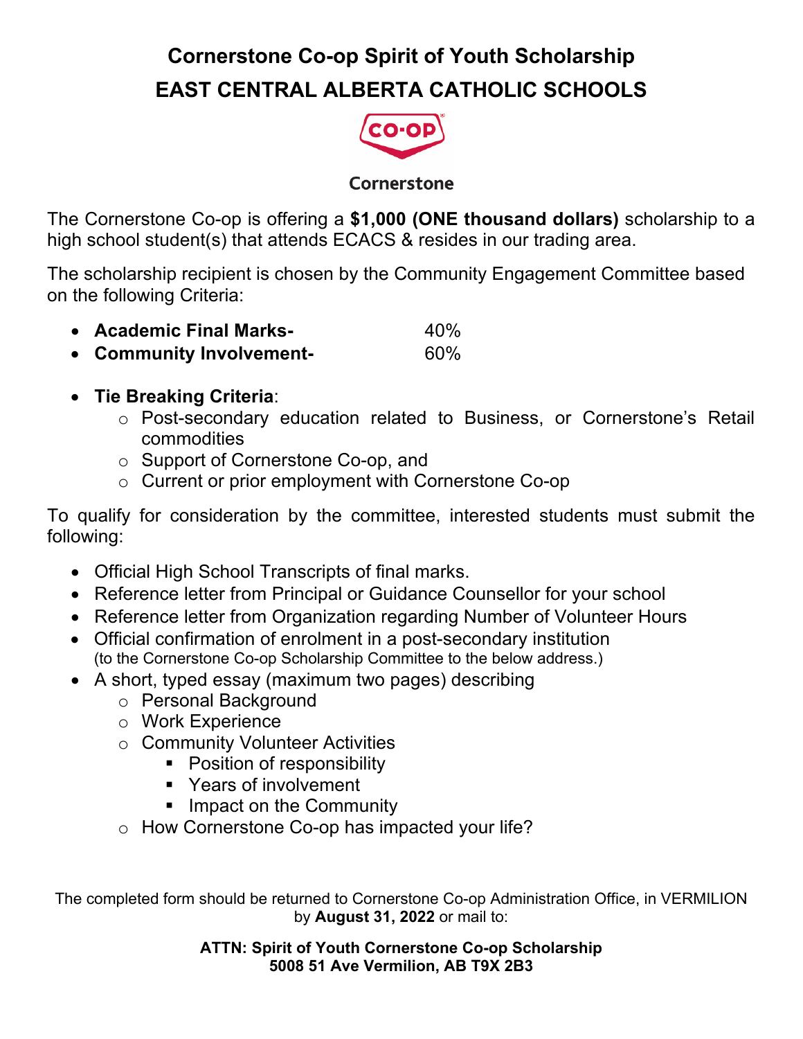# Cornerstone Co-op Spirit of Youth Scholarship

# EAST CENTRAL ALBERTA CATHOLIC SCHOOLS

CO-OP

Cornerstone

The Cornerstone Co-op is offering a **$1,000 (ONE thousand dollars)** scholarship to a high school student(s) that attends ECACS & resides in our trading area.

The scholarship recipient is chosen by the Community Engagement Committee based on the following Criteria:

- **Academic Final Marks-** 40%
- **Community Involvement-** 60%

- **Tie Breaking Criteria**:
  - Post-secondary education related to Business, or Cornerstone's Retail commodities
  - Support of Cornerstone Co-op, and
  - Current or prior employment with Cornerstone Co-op

To qualify for consideration by the committee, interested students must submit the following:

- Official High School Transcripts of final marks.
- Reference letter from Principal or Guidance Counsellor for your school
- Reference letter from Organization regarding Number of Volunteer Hours
- Official confirmation of enrolment in a post-secondary institution (to the Cornerstone Co-op Scholarship Committee to the below address.)
- A short, typed essay (maximum two pages) describing
  - Personal Background
  - Work Experience
  - Community Volunteer Activities
    - Position of responsibility
    - Years of involvement
    - Impact on the Community
  - How Cornerstone Co-op has impacted your life?

The completed form should be returned to Cornerstone Co-op Administration Office, in VERMILION by **August 31, 2022** or mail to:

**ATTN: Spirit of Youth Cornerstone Co-op Scholarship**
**5008 51 Ave Vermilion, AB T9X 2B3**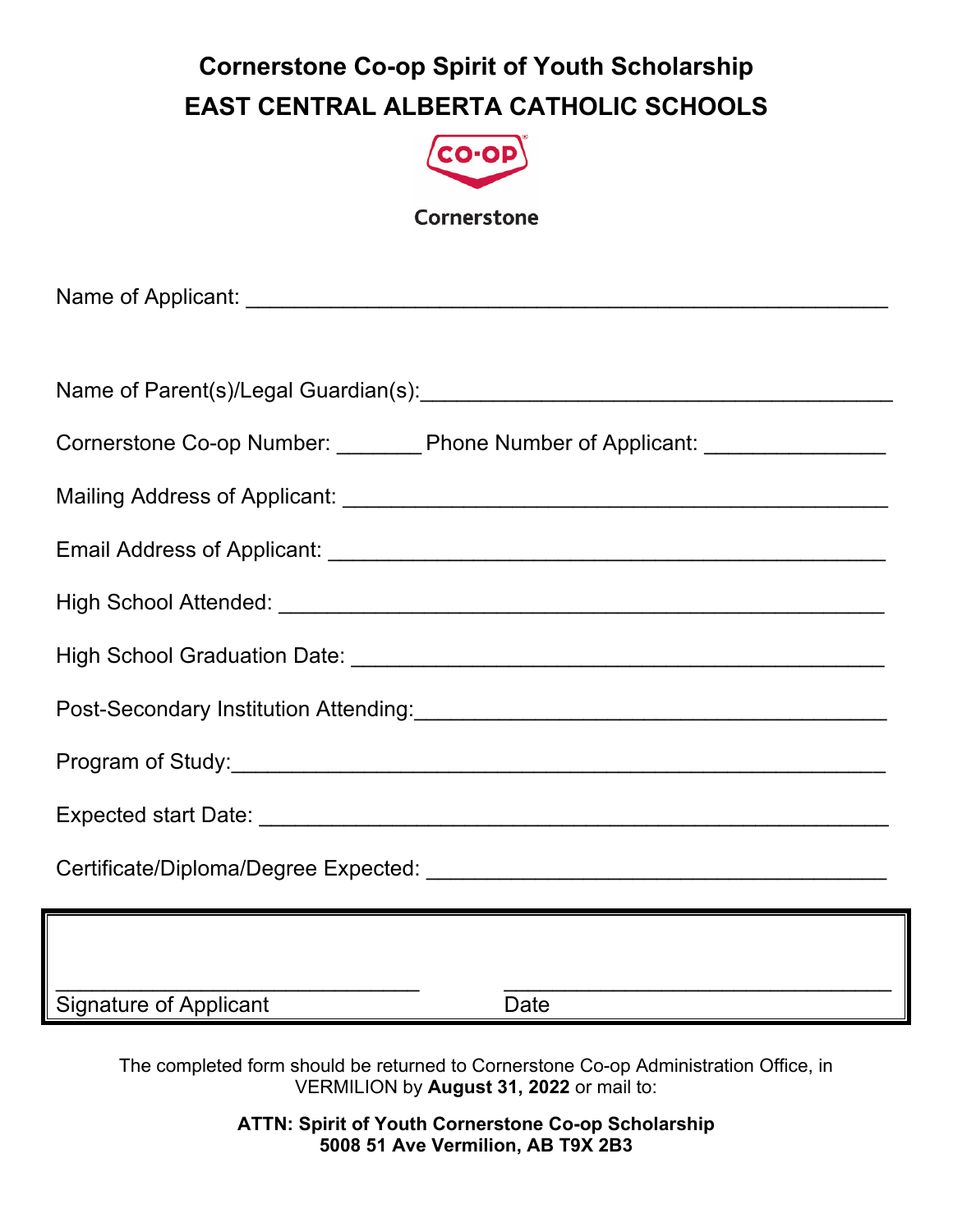# Cornerstone Co-op Spirit of Youth Scholarship

## EAST CENTRAL ALBERTA CATHOLIC SCHOOLS

CO-OP

Cornerstone

Name of Applicant: ____________________________________________________

Name of Parent(s)/Legal Guardian(s):______________________________________

Cornerstone Co-op Number: _______ Phone Number of Applicant: _______________

Mailing Address of Applicant: ____________________________________________

Email Address of Applicant: _____________________________________________

High School Attended: _________________________________________________

High School Graduation Date: ____________________________________________

Post-Secondary Institution Attending:______________________________________

Program of Study:_____________________________________________________

Expected start Date: ___________________________________________________

Certificate/Diploma/Degree Expected: ______________________________________

_______________________________ _________________________________
Signature of Applicant Date

The completed form should be returned to Cornerstone Co-op Administration Office, in VERMILION by **August 31, 2022** or mail to:

**ATTN: Spirit of Youth Cornerstone Co-op Scholarship**
**5008 51 Ave Vermilion, AB T9X 2B3**